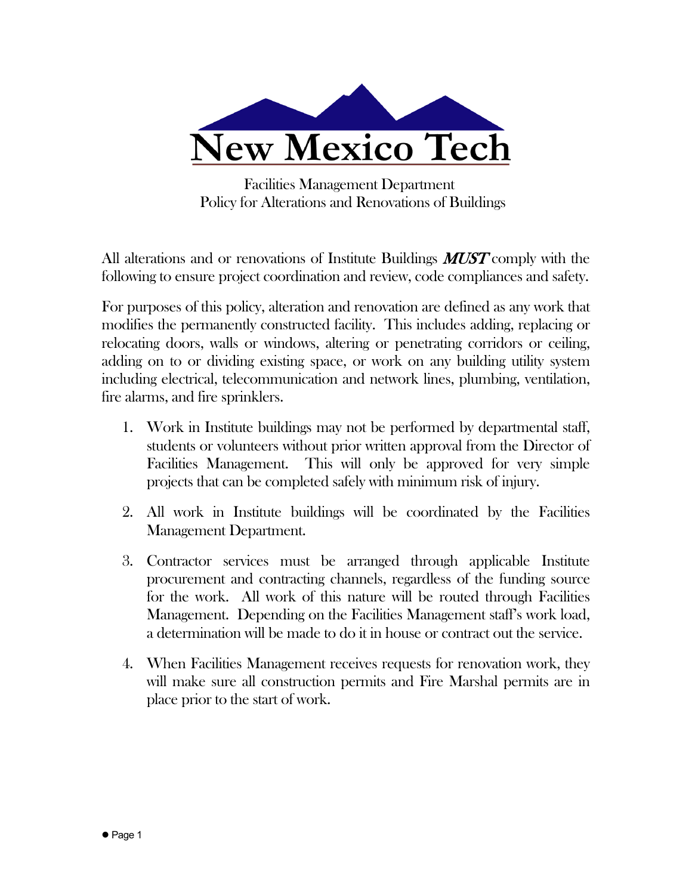# New Mexico Tech

Facilities Management Department
Policy for Alterations and Renovations of Buildings

All alterations and or renovations of Institute Buildings ***MUST*** comply with the following to ensure project coordination and review, code compliances and safety.

For purposes of this policy, alteration and renovation are defined as any work that modifies the permanently constructed facility. This includes adding, replacing or relocating doors, walls or windows, altering or penetrating corridors or ceiling, adding on to or dividing existing space, or work on any building utility system including electrical, telecommunication and network lines, plumbing, ventilation, fire alarms, and fire sprinklers.

1. Work in Institute buildings may not be performed by departmental staff, students or volunteers without prior written approval from the Director of Facilities Management. This will only be approved for very simple projects that can be completed safely with minimum risk of injury.

2. All work in Institute buildings will be coordinated by the Facilities Management Department.

3. Contractor services must be arranged through applicable Institute procurement and contracting channels, regardless of the funding source for the work. All work of this nature will be routed through Facilities Management. Depending on the Facilities Management staff's work load, a determination will be made to do it in house or contract out the service.

4. When Facilities Management receives requests for renovation work, they will make sure all construction permits and Fire Marshal permits are in place prior to the start of work.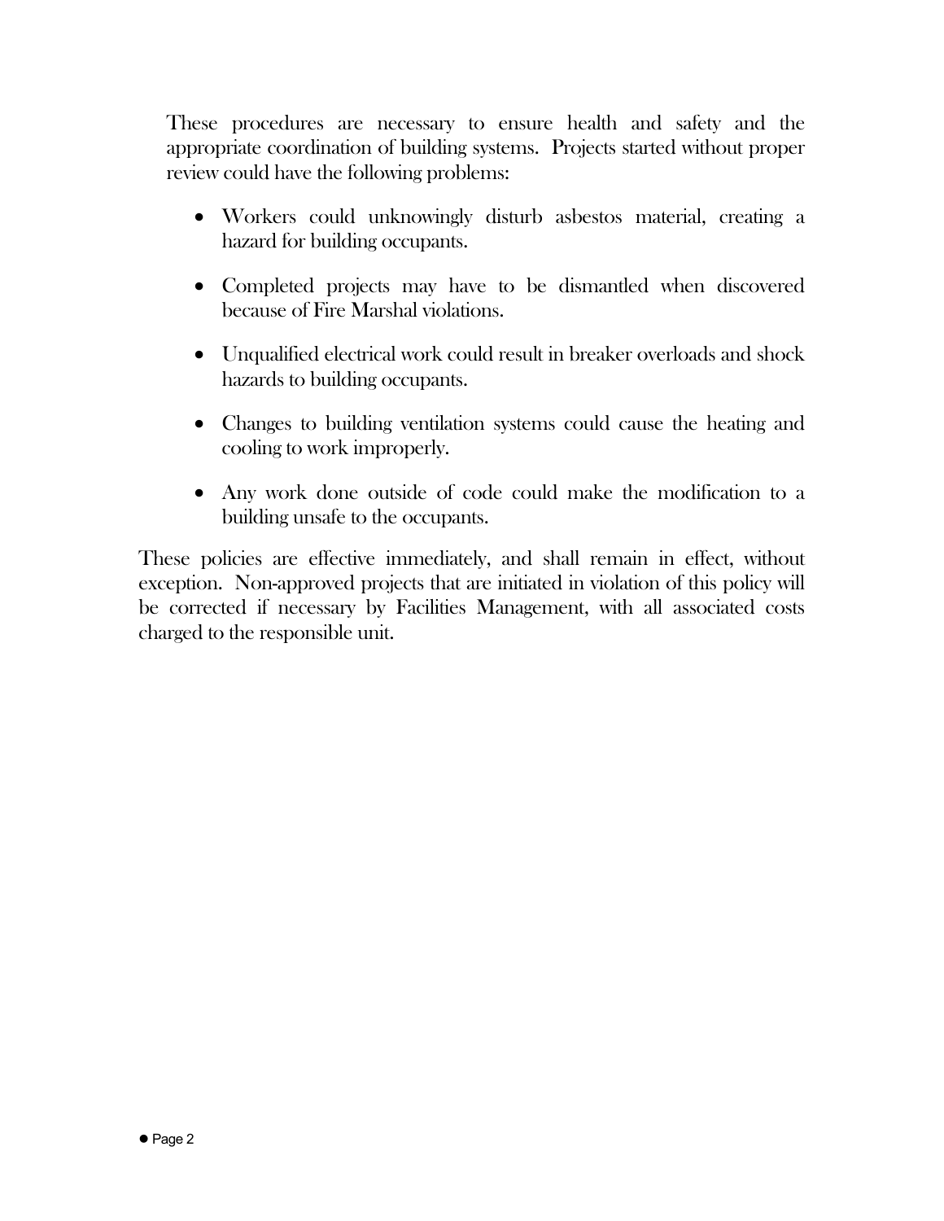These procedures are necessary to ensure health and safety and the appropriate coordination of building systems. Projects started without proper review could have the following problems:

- Workers could unknowingly disturb asbestos material, creating a hazard for building occupants.
- Completed projects may have to be dismantled when discovered because of Fire Marshal violations.
- Unqualified electrical work could result in breaker overloads and shock hazards to building occupants.
- Changes to building ventilation systems could cause the heating and cooling to work improperly.
- Any work done outside of code could make the modification to a building unsafe to the occupants.

These policies are effective immediately, and shall remain in effect, without exception. Non-approved projects that are initiated in violation of this policy will be corrected if necessary by Facilities Management, with all associated costs charged to the responsible unit.